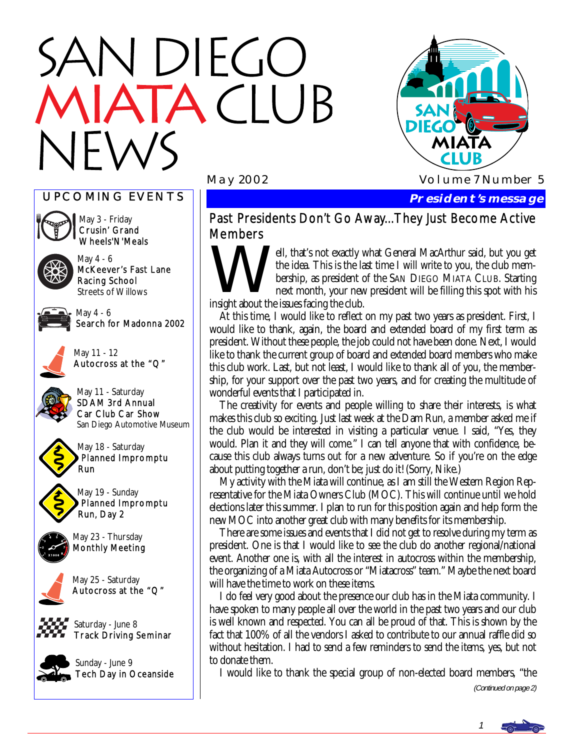# SAN DIEGO MIATA CLUB NEWS

May 2002 Volume 7 Number 5

## UPCOMING EVENTS

May 3 - Friday
Crusin' Grand Wheels'N'Meals

May 4 - 6
McKeever's Fast Lane Racing School
Streets of Willows

May 4 - 6
Search for Madonna 2002

May 11 - 12
Autocross at the "Q"

May 11 - Saturday
SDAM 3rd Annual Car Club Car Show
San Diego Automotive Museum

May 18 - Saturday
Planned Impromptu Run

May 19 - Sunday
Planned Impromptu Run, Day 2

May 23 - Thursday
Monthly Meeting

May 25 - Saturday
Autocross at the "Q"

Saturday - June 8
Track Driving Seminar

Sunday - June 9
Tech Day in Oceanside

## President's message

### Past Presidents Don't Go Away...They Just Become Active Members

Well, that's not exactly what General MacArthur said, but you get the idea. This is the last time I will write to you, the club membership, as president of the SAN DIEGO MIATA CLUB. Starting next month, your new president will be filling this spot with his insight about the issues facing the club.

At this time, I would like to reflect on my past two years as president. First, I would like to thank, again, the board and extended board of my first term as president. Without these people, the job could not have been done. Next, I would like to thank the current group of board and extended board members who make this club work. Last, but not least, I would like to thank all of you, the membership, for your support over the past two years, and for creating the multitude of wonderful events that I participated in.

The creativity for events and people willing to share their interests, is what makes this club so exciting. Just last week at the Dam Run, a member asked me if the club would be interested in visiting a particular venue. I said, "Yes, they would. Plan it and they will come." I can tell anyone that with confidence, because this club always turns out for a new adventure. So if you're on the edge about putting together a run, don't be; just do it! (Sorry, Nike.)

My activity with the Miata will continue, as I am still the Western Region Representative for the Miata Owners Club (MOC). This will continue until we hold elections later this summer. I plan to run for this position again and help form the new MOC into another great club with many benefits for its membership.

There are some issues and events that I did not get to resolve during my term as president. One is that I would like to see the club do another regional/national event. Another one is, with all the interest in autocross within the membership, the organizing of a Miata Autocross or "Miatacross" team." Maybe the next board will have the time to work on these items.

I do feel very good about the presence our club has in the Miata community. I have spoken to many people all over the world in the past two years and our club is well known and respected. You can all be proud of that. This is shown by the fact that 100% of all the vendors I asked to contribute to our annual raffle did so without hesitation. I had to send a few reminders to send the items, yes, but not to donate them.

I would like to thank the special group of non-elected board members, "the

*(Continued on page 2)*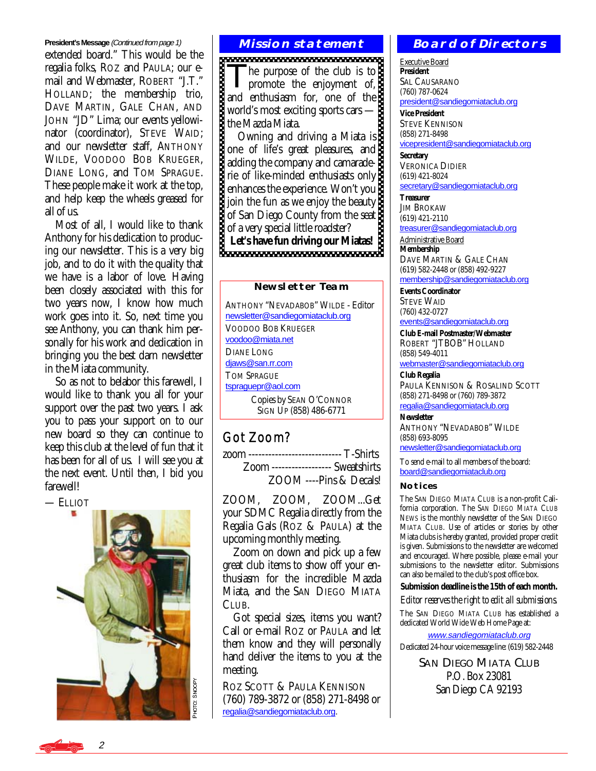**President's Message** *(Continued from page 1)*

extended board." This would be the regalia folks, ROZ and PAULA; our e-mail and Webmaster, ROBERT "J.T." HOLLAND; the membership trio, DAVE MARTIN, GALE CHAN, AND JOHN "JD" Lima; our events yellowinator (coordinator), STEVE WAID; and our newsletter staff, ANTHONY WILDE, VOODOO BOB KRUEGER, DIANE LONG, and TOM SPRAGUE. These people make it work at the top, and help keep the wheels greased for all of us.

Most of all, I would like to thank Anthony for his dedication to producing our newsletter. This is a very big job, and to do it with the quality that we have is a labor of love. Having been closely associated with this for two years now, I know how much work goes into it. So, next time you see Anthony, you can thank him personally for his work and dedication in bringing you the best darn newsletter in the Miata community.

So as not to belabor this farewell, I would like to thank you all for your support over the past two years. I ask you to pass your support on to our new board so they can continue to keep this club at the level of fun that it has been for all of us. I will see you at the next event. Until then, I bid you farewell!

— ELLIOT

PHOTO: SNOOPY

## Mission statement

The purpose of the club is to promote the enjoyment of, and enthusiasm for, one of the world's most exciting sports cars — the Mazda Miata.

Owning and driving a Miata is one of life's great pleasures, and adding the company and camaraderie of like-minded enthusiasts only enhances the experience. Won't you join the fun as we enjoy the beauty of San Diego County from the seat of a very special little roadster?

**Let's have fun driving our Miatas!**

### Newsletter Team

ANTHONY "NEVADABOB" WILDE - Editor
newsletter@sandiegomiataclub.org

VOODOO BOB KRUEGER
voodoo@miata.net

DIANE LONG
djaws@san.rr.com

TOM SPRAGUE
tspraguepr@aol.com

Copies by SEAN O'CONNOR
SIGN UP (858) 486-6771

## Got Zoom?

zoom ---------------------------- T-Shirts
Zoom ------------------ Sweatshirts
ZOOM ----Pins & Decals!

ZOOM, ZOOM, ZOOM...Get your SDMC Regalia directly from the Regalia Gals (ROZ & PAULA) at the upcoming monthly meeting.

Zoom on down and pick up a few great club items to show off your enthusiasm for the incredible Mazda Miata, and the SAN DIEGO MIATA CLUB.

Got special sizes, items you want? Call or e-mail ROZ or PAULA and let them know and they will personally hand deliver the items to you at the meeting.

ROZ SCOTT & PAULA KENNISON
(760) 789-3872 or (858) 271-8498 or regalia@sandiegomiataclub.org.

## Board of Directors

Executive Board

**President**
SAL CAUSARANO
(760) 787-0624
president@sandiegomiataclub.org

**Vice President**
STEVE KENNISON
(858) 271-8498
vicepresident@sandiegomiataclub.org

**Secretary**
VERONICA DIDIER
(619) 421-8024
secretary@sandiegomiataclub.org

**Treasurer**
JIM BROKAW
(619) 421-2110
treasurer@sandiegomiataclub.org

Administrative Board

**Membership**
DAVE MARTIN & GALE CHAN
(619) 582-2448 or (858) 492-9227
membership@sandiegomiataclub.org

**Events Coordinator**
STEVE WAID
(760) 432-0727
events@sandiegomiataclub.org

**Club E-mail Postmaster/Webmaster**
ROBERT "JTBOB" HOLLAND
(858) 549-4011
webmaster@sandiegomiataclub.org

**Club Regalia**
PAULA KENNISON & ROSALIND SCOTT
(858) 271-8498 or (760) 789-3872
regalia@sandiegomiataclub.org

**Newsletter**
ANTHONY "NEVADABOB" WILDE
(858) 693-8095
newsletter@sandiegomiataclub.org

To send e-mail to all members of the board:
board@sandiegomiataclub.org

### Notices

The SAN DIEGO MIATA CLUB is a non-profit California corporation. The SAN DIEGO MIATA CLUB NEWS is the monthly newsletter of the SAN DIEGO MIATA CLUB. Use of articles or stories by other Miata clubs is hereby granted, provided proper credit is given. Submissions to the newsletter are welcomed and encouraged. Where possible, please e-mail your submissions to the newsletter editor. Submissions can also be mailed to the club's post office box.

**Submission deadline is the 15th of each month.**

Editor reserves the right to edit all submissions.

The SAN DIEGO MIATA CLUB has established a dedicated World Wide Web Home Page at:

*www.sandiegomiataclub.org*

Dedicated 24-hour voice message line: (619) 582-2448

SAN DIEGO MIATA CLUB
P.O. Box 23081
San Diego CA 92193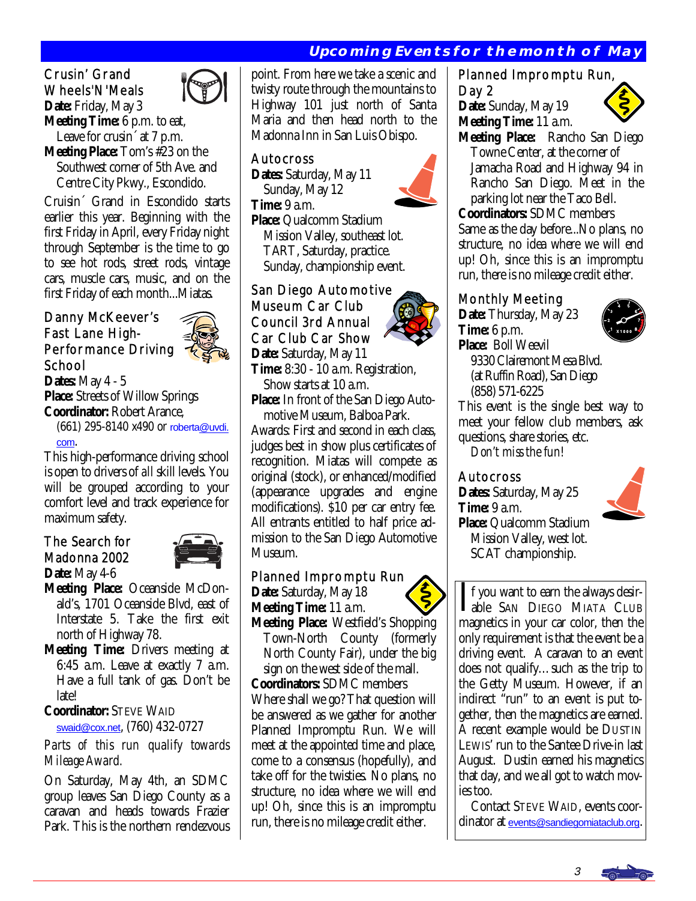## Upcoming Events for the month of May

### Crusin' Grand Wheels'N'Meals

**Date:** Friday, May 3
**Meeting Time:** 6 p.m. to eat, Leave for crusin´ at 7 p.m.
**Meeting Place:** Tom's #23 on the Southwest corner of 5th Ave. and Centre City Pkwy., Escondido.

Cruisin´ Grand in Escondido starts earlier this year. Beginning with the first Friday in April, every Friday night through September is the time to go to see hot rods, street rods, vintage cars, muscle cars, music, and on the first Friday of each month...Miatas.

### Danny McKeever's Fast Lane High-Performance Driving School

**Dates:** May 4 - 5
**Place:** Streets of Willow Springs
**Coordinator:** Robert Arance, (661) 295-8140 x490 or roberta@uvdi.com.

This high-performance driving school is open to drivers of *all* skill levels. You will be grouped according to your comfort level and track experience for maximum safety.

### The Search for Madonna 2002

**Date:** May 4-6
**Meeting Place:** Oceanside McDonald's, 1701 Oceanside Blvd, east of Interstate 5. Take the first exit north of Highway 78.
**Meeting Time:** Drivers meeting at 6:45 a.m. Leave at exactly 7 a.m. Have a full tank of gas. Don't be late!
**Coordinator:** Steve Waid swaid@cox.net, (760) 432-0727

*Parts of this run qualify towards Mileage Award.*

On Saturday, May 4th, an SDMC group leaves San Diego County as a caravan and heads towards Frazier Park. This is the northern rendezvous point. From here we take a scenic and twisty route through the mountains to Highway 101 just north of Santa Maria and then head north to the Madonna Inn in San Luis Obispo.

### Autocross

**Dates:** Saturday, May 11
Sunday, May 12
**Time:** 9 a.m.
**Place:** Qualcomm Stadium Mission Valley, southeast lot. TART, Saturday, practice. Sunday, championship event.

### San Diego Automotive Museum Car Club Council 3rd Annual Car Club Car Show

**Date:** Saturday, May 11
**Time:** 8:30 - 10 a.m. Registration, Show starts at 10 a.m.
**Place:** In front of the San Diego Automotive Museum, Balboa Park.

Awards: First and second in each class, judges best in show plus certificates of recognition. Miatas will compete as original (stock), or enhanced/modified (appearance upgrades and engine modifications). $10 per car entry fee. All entrants entitled to half price admission to the San Diego Automotive Museum.

### Planned Impromptu Run

**Date:** Saturday, May 18
**Meeting Time:** 11 a.m.
**Meeting Place:** Westfield's Shopping Town-North County (formerly North County Fair), under the big sign on the west side of the mall.
**Coordinators:** SDMC members

Where shall we go? That question will be answered as we gather for another Planned Impromptu Run. We will meet at the appointed time and place, come to a consensus (hopefully), and take off for the twisties. No plans, no structure, no idea where we will end up! Oh, since this is an impromptu run, there is no mileage credit either.

### Planned Impromptu Run, Day 2

**Date:** Sunday, May 19
**Meeting Time:** 11 a.m.
**Meeting Place:** Rancho San Diego Towne Center, at the corner of Jamacha Road and Highway 94 in Rancho San Diego. Meet in the parking lot near the Taco Bell.
**Coordinators:** SDMC members

Same as the day before...No plans, no structure, no idea where we will end up! Oh, since this is an impromptu run, there is no mileage credit either.

### Monthly Meeting

**Date:** Thursday, May 23
**Time:** 6 p.m.
**Place:** Boll Weevil
9330 Clairemont Mesa Blvd.
(at Ruffin Road), San Diego
(858) 571-6225

This event is the single best way to meet your fellow club members, ask questions, share stories, etc.

*Don't miss the fun!*

### Autocross

**Dates:** Saturday, May 25
**Time:** 9 a.m.
**Place:** Qualcomm Stadium Mission Valley, west lot. SCAT championship.

If you want to earn the always desirable San Diego Miata Club magnetics in your car color, then the only requirement is that the event be a driving event. A caravan to an event does not qualify… such as the trip to the Getty Museum. However, if an indirect "run" to an event is put together, then the magnetics are earned. A recent example would be Dustin Lewis' run to the Santee Drive-in last August. Dustin earned his magnetics that day, and we all got to watch movies too.

Contact Steve Waid, events coordinator at events@sandiegomiataclub.org.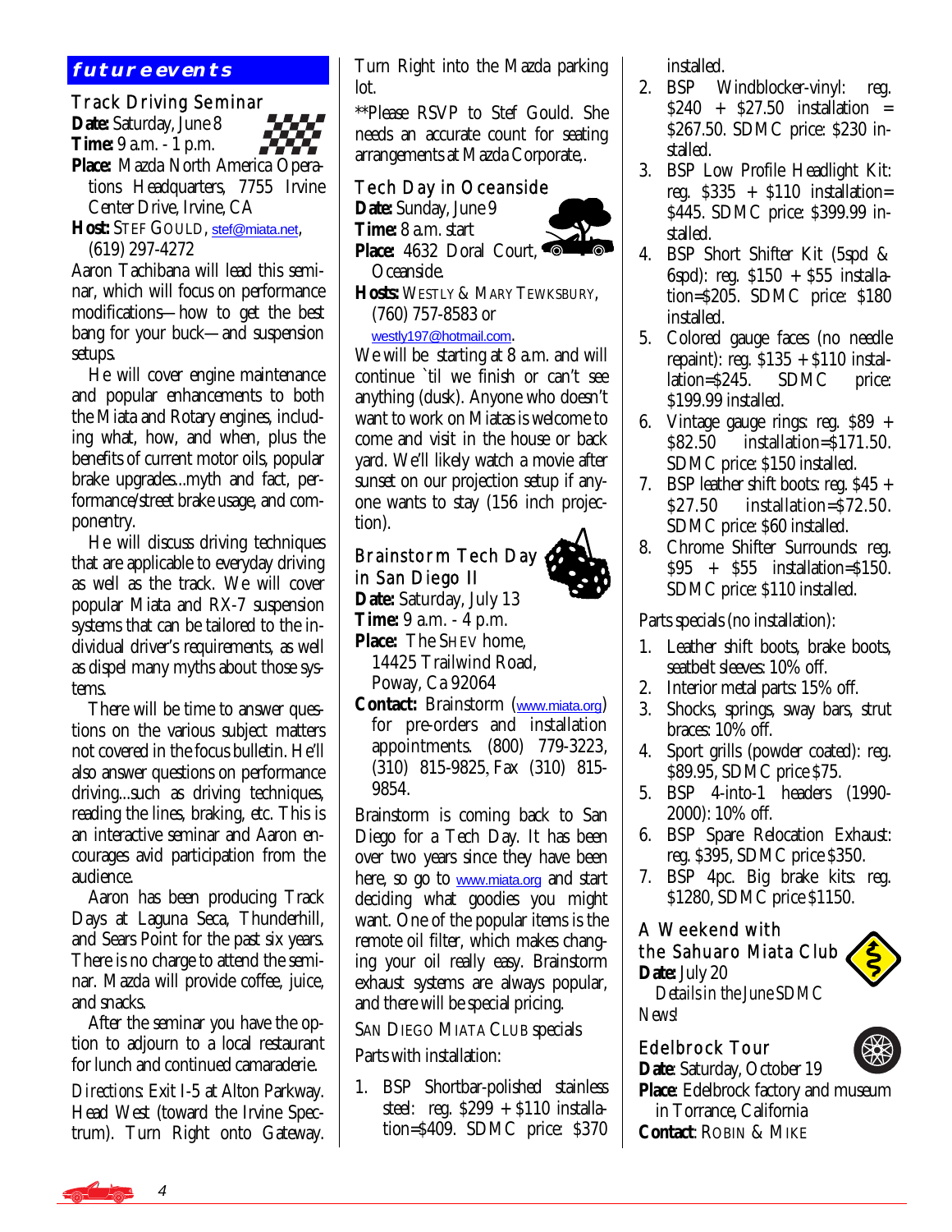## future events

### Track Driving Seminar

**Date:** Saturday, June 8
**Time:** 9 a.m. - 1 p.m.
**Place:** Mazda North America Operations Headquarters, 7755 Irvine Center Drive, Irvine, CA
**Host:** STEF GOULD, stef@miata.net, (619) 297-4272

Aaron Tachibana will lead this seminar, which will focus on performance modifications—how to get the best bang for your buck—and suspension setups.

He will cover engine maintenance and popular enhancements to both the Miata and Rotary engines, including what, how, and when, plus the benefits of current motor oils, popular brake upgrades...myth and fact, performance/street brake usage, and componentry.

He will discuss driving techniques that are applicable to everyday driving as well as the track. We will cover popular Miata and RX-7 suspension systems that can be tailored to the individual driver's requirements, as well as dispel many myths about those systems.

There will be time to answer questions on the various subject matters not covered in the focus bulletin. He'll also answer questions on performance driving...such as driving techniques, reading the lines, braking, etc. This is an interactive seminar and Aaron encourages avid participation from the audience.

Aaron has been producing Track Days at Laguna Seca, Thunderhill, and Sears Point for the past six years. There is no charge to attend the seminar. Mazda will provide coffee, juice, and snacks.

After the seminar you have the option to adjourn to a local restaurant for lunch and continued camaraderie.

*Directions:* Exit I-5 at Alton Parkway. Head West (toward the Irvine Spectrum). Turn Right onto Gateway. Turn Right into the Mazda parking lot.

**Please RSVP to Stef Gould. She needs an accurate count for seating arrangements at Mazda Corporate,.

### Tech Day in Oceanside

**Date:** Sunday, June 9
**Time:** 8 a.m. start
**Place:** 4632 Doral Court, Oceanside.
**Hosts:** WESTLY & MARY TEWKSBURY, (760) 757-8583 or westly197@hotmail.com.

We will be starting at 8 a.m. and will continue `til we finish or can't see anything (dusk). Anyone who doesn't want to work on Miatas is welcome to come and visit in the house or back yard. We'll likely watch a movie after sunset on our projection setup if anyone wants to stay (156 inch projection).

### Brainstorm Tech Day in San Diego II

**Date:** Saturday, July 13
**Time:** 9 a.m. - 4 p.m.
**Place:** The SHEV home, 14425 Trailwind Road, Poway, Ca 92064
**Contact:** Brainstorm (www.miata.org) for pre-orders and installation appointments. (800) 779-3223, (310) 815-9825, Fax (310) 815-9854.

Brainstorm is coming back to San Diego for a Tech Day. It has been over two years since they have been here, so go to www.miata.org and start deciding what goodies you might want. One of the popular items is the remote oil filter, which makes changing your oil really easy. Brainstorm exhaust systems are always popular, and there will be special pricing.

SAN DIEGO MIATA CLUB specials

Parts with installation:

1. BSP Shortbar-polished stainless steel: reg. $299 + $110 installation=$409. SDMC price: $370 installed.
2. BSP Windblocker-vinyl: reg. $240 + $27.50 installation = $267.50. SDMC price: $230 installed.
3. BSP Low Profile Headlight Kit: reg. $335 + $110 installation= $445. SDMC price: $399.99 installed.
4. BSP Short Shifter Kit (5spd & 6spd): reg. $150 + $55 installation=$205. SDMC price: $180 installed.
5. Colored gauge faces (no needle repaint): reg. $135 + $110 installation=$245. SDMC price: $199.99 installed.
6. Vintage gauge rings: reg. $89 + $82.50 installation=$171.50. SDMC price: $150 installed.
7. BSP leather shift boots: reg. $45 + $27.50 installation=$72.50. SDMC price: $60 installed.
8. Chrome Shifter Surrounds: reg. $95 + $55 installation=$150. SDMC price: $110 installed.

Parts specials (no installation):

1. Leather shift boots, brake boots, seatbelt sleeves: 10% off.
2. Interior metal parts: 15% off.
3. Shocks, springs, sway bars, strut braces: 10% off.
4. Sport grills (powder coated): reg. $89.95, SDMC price $75.
5. BSP 4-into-1 headers (1990-2000): 10% off.
6. BSP Spare Relocation Exhaust: reg. $395, SDMC price $350.
7. BSP 4pc. Big brake kits: reg. $1280, SDMC price $1150.

### A Weekend with the Sahuaro Miata Club

**Date:** July 20

*Details in the June SDMC News!*

### Edelbrock Tour

**Date**: Saturday, October 19
**Place**: Edelbrock factory and museum in Torrance, California
**Contact**: ROBIN & MIKE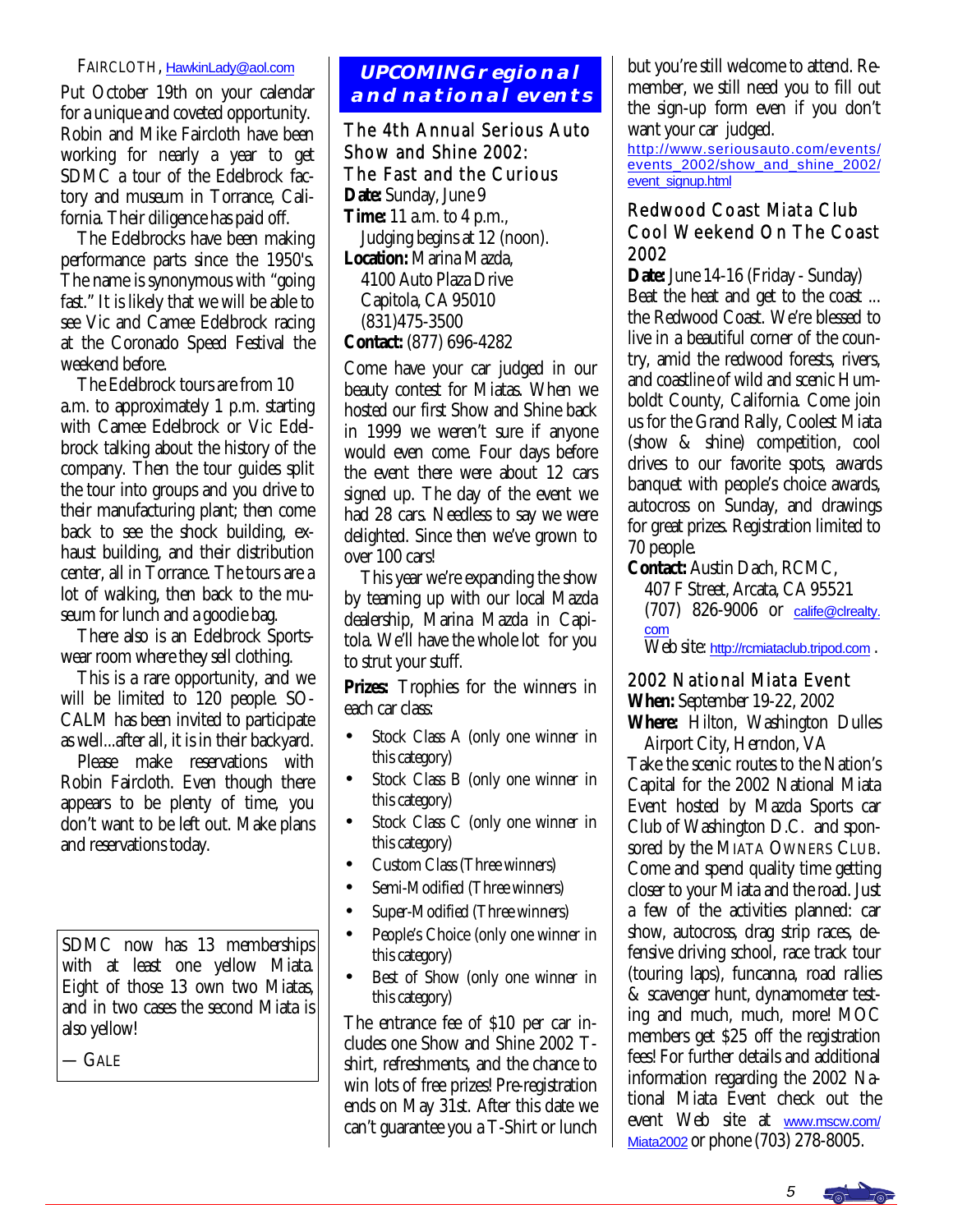FAIRCLOTH, HawkinLady@aol.com

Put October 19th on your calendar for a unique and coveted opportunity. Robin and Mike Faircloth have been working for nearly a year to get SDMC a tour of the Edelbrock factory and museum in Torrance, California. Their diligence has paid off.

The Edelbrocks have been making performance parts since the 1950's. The name is synonymous with "going fast." It is likely that we will be able to see Vic and Camee Edelbrock racing at the Coronado Speed Festival the weekend before.

The Edelbrock tours are from 10 a.m. to approximately 1 p.m. starting with Camee Edelbrock or Vic Edelbrock talking about the history of the company. Then the tour guides split the tour into groups and you drive to their manufacturing plant; then come back to see the shock building, exhaust building, and their distribution center, all in Torrance. The tours are a lot of walking, then back to the museum for lunch and a goodie bag.

There also is an Edelbrock Sportswear room where they sell clothing.

This is a rare opportunity, and we will be limited to 120 people. SOCALM has been invited to participate as well...after all, it is in their backyard.

Please make reservations with Robin Faircloth. Even though there appears to be plenty of time, you don't want to be left out. Make plans and reservations today.

SDMC now has 13 memberships with at least one yellow Miata. Eight of those 13 own two Miatas, and in two cases the second Miata is also yellow!

— GALE

## UPCOMING regional and national events

### The 4th Annual Serious Auto Show and Shine 2002: The Fast and the Curious

**Date:** Sunday, June 9
**Time:** 11 a.m. to 4 p.m., Judging begins at 12 (noon).
**Location:** Marina Mazda, 4100 Auto Plaza Drive Capitola, CA 95010 (831)475-3500
**Contact:** (877) 696-4282

Come have your car judged in our beauty contest for Miatas. When we hosted our first Show and Shine back in 1999 we weren't sure if anyone would even come. Four days before the event there were about 12 cars signed up. The day of the event we had 28 cars. Needless to say we were delighted. Since then we've grown to over 100 cars!

This year we're expanding the show by teaming up with our local Mazda dealership, Marina Mazda in Capitola. We'll have the whole lot for you to strut your stuff.

**Prizes:** Trophies for the winners in each car class:

- Stock Class A (only one winner in this category)
- Stock Class B (only one winner in this category)
- Stock Class C (only one winner in this category)
- Custom Class (Three winners)
- Semi-Modified (Three winners)
- Super-Modified (Three winners)
- People's Choice (only one winner in this category)
- Best of Show (only one winner in this category)

The entrance fee of $10 per car includes one Show and Shine 2002 T-shirt, refreshments, and the chance to win lots of free prizes! Pre-registration ends on May 31st. After this date we can't guarantee you a T-Shirt or lunch but you're still welcome to attend. Remember, we still need you to fill out the sign-up form even if you don't want your car judged.

http://www.seriousauto.com/events/events_2002/show_and_shine_2002/event_signup.html

### Redwood Coast Miata Club Cool Weekend On The Coast 2002

**Date:** June 14-16 (Friday - Sunday)

Beat the heat and get to the coast ... the Redwood Coast. We're blessed to live in a beautiful corner of the country, amid the redwood forests, rivers, and coastline of wild and scenic Humboldt County, California. Come join us for the Grand Rally, Coolest Miata (show & shine) competition, cool drives to our favorite spots, awards banquet with people's choice awards, autocross on Sunday, and drawings for great prizes. Registration limited to 70 people.

**Contact:** Austin Dach, RCMC, 407 F Street, Arcata, CA 95521 (707) 826-9006 or calife@clrealty.com
Web site: http://rcmiataclub.tripod.com .

### 2002 National Miata Event

**When:** September 19-22, 2002
**Where:** Hilton, Washington Dulles Airport City, Herndon, VA

Take the scenic routes to the Nation's Capital for the 2002 National Miata Event hosted by Mazda Sports car Club of Washington D.C. and sponsored by the MIATA OWNERS CLUB. Come and spend quality time getting closer to your Miata and the road. Just a few of the activities planned: car show, autocross, drag strip races, defensive driving school, race track tour (touring laps), funcanna, road rallies & scavenger hunt, dynamometer testing and much, much, more! MOC members get $25 off the registration fees! For further details and additional information regarding the 2002 National Miata Event check out the event Web site at www.mscw.com/Miata2002 or phone (703) 278-8005.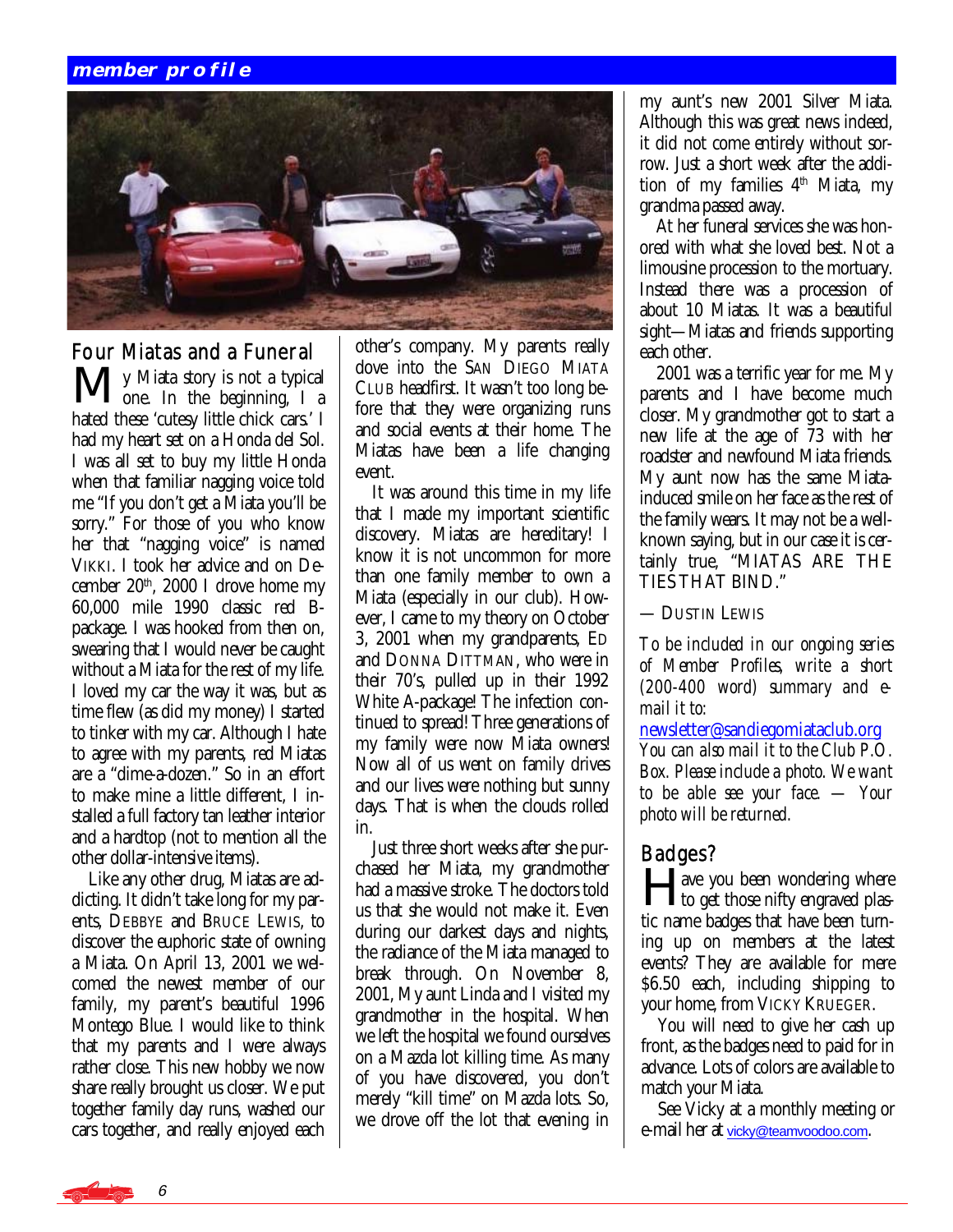member profile

## Four Miatas and a Funeral

My Miata story is not a typical one. In the beginning, I a hated these 'cutesy little chick cars.' I had my heart set on a Honda del Sol. I was all set to buy my little Honda when that familiar nagging voice told me "If you don't get a Miata you'll be sorry." For those of you who know her that "nagging voice" is named VIKKI. I took her advice and on December 20th, 2000 I drove home my 60,000 mile 1990 classic red B-package. I was hooked from then on, swearing that I would never be caught without a Miata for the rest of my life. I loved my car the way it was, but as time flew (as did my money) I started to tinker with my car. Although I hate to agree with my parents, red Miatas are a "dime-a-dozen." So in an effort to make mine a little different, I installed a full factory tan leather interior and a hardtop (not to mention all the other dollar-intensive items).

Like any other drug, Miatas are addicting. It didn't take long for my parents, DEBBYE and BRUCE LEWIS, to discover the euphoric state of owning a Miata. On April 13, 2001 we welcomed the newest member of our family, my parent's beautiful 1996 Montego Blue. I would like to think that my parents and I were always rather close. This new hobby we now share really brought us closer. We put together family day runs, washed our cars together, and really enjoyed each other's company. My parents really dove into the SAN DIEGO MIATA CLUB headfirst. It wasn't too long before that they were organizing runs and social events at their home. The Miatas have been a life changing event.

It was around this time in my life that I made my important scientific discovery. Miatas are hereditary! I know it is not uncommon for more than one family member to own a Miata (especially in our club). However, I came to my theory on October 3, 2001 when my grandparents, ED and DONNA DITTMAN, who were in their 70's, pulled up in their 1992 White A-package! The infection continued to spread! Three generations of my family were now Miata owners! Now all of us went on family drives and our lives were nothing but sunny days. That is when the clouds rolled in.

Just three short weeks after she purchased her Miata, my grandmother had a massive stroke. The doctors told us that she would not make it. Even during our darkest days and nights, the radiance of the Miata managed to break through. On November 8, 2001, My aunt Linda and I visited my grandmother in the hospital. When we left the hospital we found ourselves on a Mazda lot killing time. As many of you have discovered, you don't merely "kill time" on Mazda lots. So, we drove off the lot that evening in my aunt's new 2001 Silver Miata. Although this was great news indeed, it did not come entirely without sorrow. Just a short week after the addition of my families 4th Miata, my grandma passed away.

At her funeral services she was honored with what she loved best. Not a limousine procession to the mortuary. Instead there was a procession of about 10 Miatas. It was a beautiful sight—Miatas and friends supporting each other.

2001 was a terrific year for me. My parents and I have become much closer. My grandmother got to start a new life at the age of 73 with her roadster and newfound Miata friends. My aunt now has the same Miata-induced smile on her face as the rest of the family wears. It may not be a well-known saying, but in our case it is certainly true, "MIATAS ARE THE TIES THAT BIND."

— DUSTIN LEWIS

*To be included in our ongoing series of Member Profiles, write a short (200-400 word) summary and e-mail it to:* newsletter@sandiegomiataclub.org *You can also mail it to the Club P.O. Box. Please include a photo. We want to be able see your face. — Your photo will be returned.*

## Badges?

Have you been wondering where to get those nifty engraved plastic name badges that have been turning up on members at the latest events? They are available for mere $6.50 each, including shipping to your home, from VICKY KRUEGER.

You will need to give her cash up front, as the badges need to paid for in advance. Lots of colors are available to match your Miata.

See Vicky at a monthly meeting or e-mail her at vicky@teamvoodoo.com.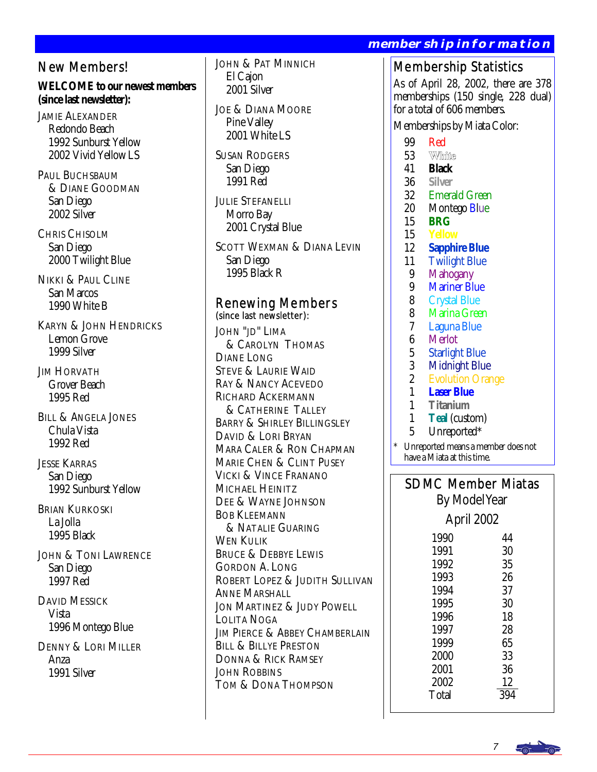# membership information

## New Members!

**WELCOME to our newest members (since last newsletter):**

JAMIE ALEXANDER
Redondo Beach
1992 Sunburst Yellow
2002 Vivid Yellow LS

PAUL BUCHSBAUM & DIANE GOODMAN
San Diego
2002 Silver

CHRIS CHISOLM
San Diego
2000 Twilight Blue

NIKKI & PAUL CLINE
San Marcos
1990 White B

KARYN & JOHN HENDRICKS
Lemon Grove
1999 Silver

JIM HORVATH
Grover Beach
1995 Red

BILL & ANGELA JONES
Chula Vista
1992 Red

JESSE KARRAS
San Diego
1992 Sunburst Yellow

BRIAN KURKOSKI
La Jolla
1995 Black

JOHN & TONI LAWRENCE
San Diego
1997 Red

DAVID MESSICK
Vista
1996 Montego Blue

DENNY & LORI MILLER
Anza
1991 Silver

JOHN & PAT MINNICH
El Cajon
2001 Silver

JOE & DIANA MOORE
Pine Valley
2001 White LS

SUSAN RODGERS
San Diego
1991 Red

JULIE STEFANELLI
Morro Bay
2001 Crystal Blue

SCOTT WEXMAN & DIANA LEVIN
San Diego
1995 Black R

## Renewing Members

(since last newsletter):

JOHN "JD" LIMA & CAROLYN THOMAS
DIANE LONG
STEVE & LAURIE WAID
RAY & NANCY ACEVEDO
RICHARD ACKERMANN & CATHERINE TALLEY
BARRY & SHIRLEY BILLINGSLEY
DAVID & LORI BRYAN
MARA CALER & RON CHAPMAN
MARIE CHEN & CLINT PUSEY
VICKI & VINCE FRANANO
MICHAEL HEINITZ
DEE & WAYNE JOHNSON
BOB KLEEMANN & NATALIE GUARING
WEN KULIK
BRUCE & DEBBYE LEWIS
GORDON A. LONG
ROBERT LOPEZ & JUDITH SULLIVAN
ANNE MARSHALL
JON MARTINEZ & JUDY POWELL
LOLITA NOGA
JIM PIERCE & ABBEY CHAMBERLAIN
BILL & BILLYE PRESTON
DONNA & RICK RAMSEY
JOHN ROBBINS
TOM & DONA THOMPSON

## Membership Statistics

As of April 28, 2002, there are 378 memberships (150 single, 228 dual) for a total of 606 members.

Memberships by Miata Color:

| Count | Color |
|---|---|
| 99 | Red |
| 53 | White |
| 41 | **Black** |
| 36 | **Silver** |
| 32 | Emerald Green |
| 20 | Montego Blue |
| 15 | **BRG** |
| 15 | **Yellow** |
| 12 | **Sapphire Blue** |
| 11 | Twilight Blue |
| 9 | Mahogany |
| 9 | Mariner Blue |
| 8 | Crystal Blue |
| 8 | Marina Green |
| 7 | Laguna Blue |
| 6 | Merlot |
| 5 | Starlight Blue |
| 3 | Midnight Blue |
| 2 | Evolution Orange |
| 1 | **Laser Blue** |
| 1 | **Titanium** |
| 1 | **Teal** (custom) |
| 5 | Unreported* |

\* Unreported means a member does not have a Miata at this time.

## SDMC Member Miatas By Model Year April 2002

| Year | Count |
|---|---|
| 1990 | 44 |
| 1991 | 30 |
| 1992 | 35 |
| 1993 | 26 |
| 1994 | 37 |
| 1995 | 30 |
| 1996 | 18 |
| 1997 | 28 |
| 1999 | 65 |
| 2000 | 33 |
| 2001 | 36 |
| 2002 | 12 |
| Total | 394 |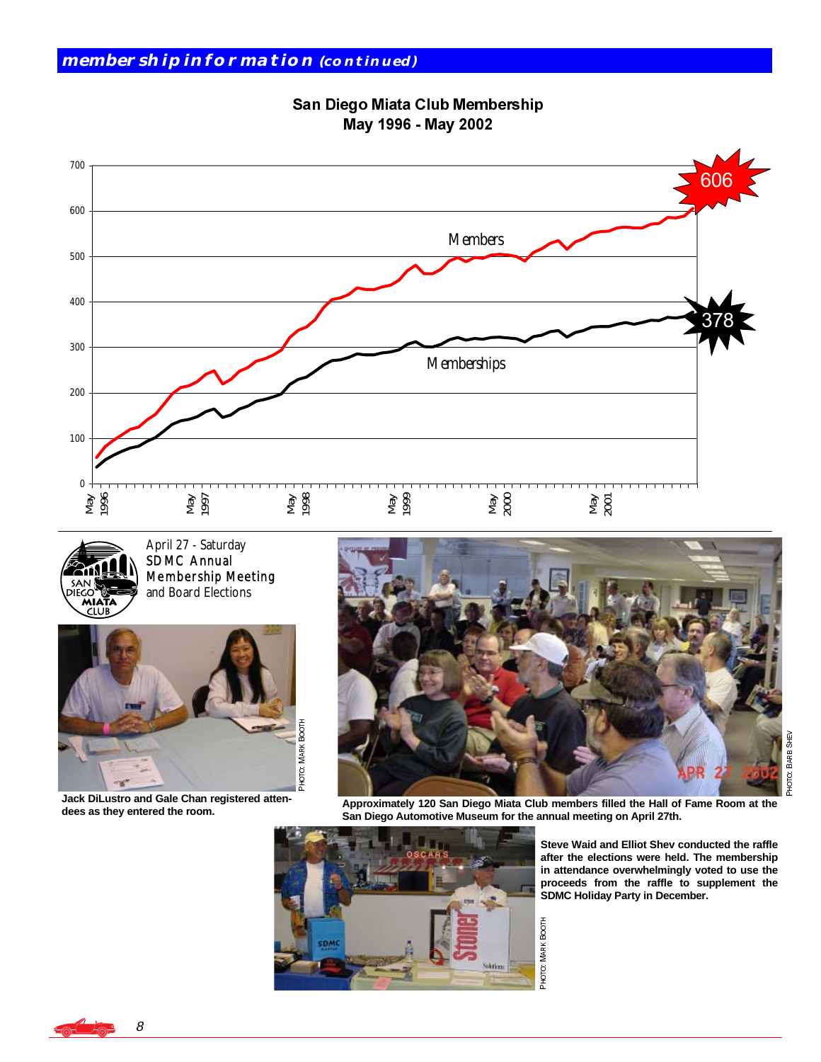## membership information *(continued)*

**San Diego Miata Club Membership**
**May 1996 - May 2002**

April 27 - Saturday
SDMC Annual
Membership Meeting
and Board Elections

**Jack DiLustro and Gale Chan registered attendees as they entered the room.**

PHOTO: MARK BOOTH

**Approximately 120 San Diego Miata Club members filled the Hall of Fame Room at the San Diego Automotive Museum for the annual meeting on April 27th.**

PHOTO: BARB SHEV

**Steve Waid and Elliot Shev conducted the raffle after the elections were held. The membership in attendance overwhelmingly voted to use the proceeds from the raffle to supplement the SDMC Holiday Party in December.**

PHOTO: MARK BOOTH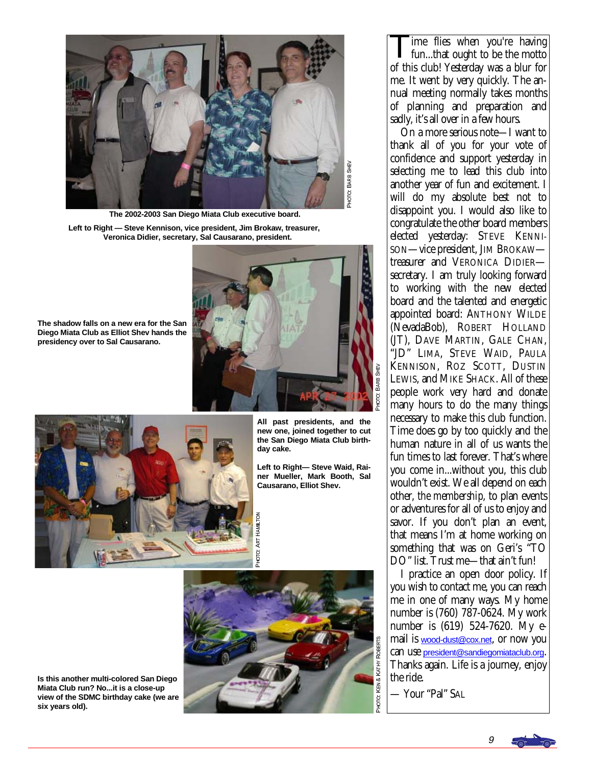The 2002-2003 San Diego Miata Club executive board.

Left to Right — Steve Kennison, vice president, Jim Brokaw, treasurer, Veronica Didier, secretary, Sal Causarano, president.

PHOTO: BARB SHEV

The shadow falls on a new era for the San Diego Miata Club as Elliot Shev hands the presidency over to Sal Causarano.

PHOTO: BARB SHEV

All past presidents, and the new one, joined together to cut the San Diego Miata Club birthday cake.

Left to Right— Steve Waid, Rainer Mueller, Mark Booth, Sal Causarano, Elliot Shev.

PHOTO: ART HAMILTON

Is this another multi-colored San Diego Miata Club run? No...it is a close-up view of the SDMC birthday cake (we are six years old).

PHOTO: KEN & KATHY ROBERTS

Time flies when you're having fun...that ought to be the motto of this club! Yesterday was a blur for me. It went by very quickly. The annual meeting normally takes months of planning and preparation and sadly, it's all over in a few hours.

On a more serious note—I want to thank all of you for your vote of confidence and support yesterday in selecting me to lead this club into another year of fun and excitement. I will do my absolute best not to disappoint you. I would also like to congratulate the other board members elected yesterday: STEVE KENNISON—vice president, JIM BROKAW—treasurer and VERONICA DIDIER—secretary. I am truly looking forward to working with the new elected board and the talented and energetic appointed board: ANTHONY WILDE (NevadaBob), ROBERT HOLLAND (JT), DAVE MARTIN, GALE CHAN, "JD" LIMA, STEVE WAID, PAULA KENNISON, ROZ SCOTT, DUSTIN LEWIS, and MIKE SHACK. All of these people work very hard and donate many hours to do the many things necessary to make this club function. Time does go by too quickly and the human nature in all of us wants the fun times to last forever. That's where you come in...without you, this club wouldn't exist. We all depend on each other, *the membership*, to plan events or adventures for all of us to enjoy and savor. If you don't plan an event, that means I'm at home working on something that was on Geri's "TO DO" list. Trust me—that ain't fun!

I practice an open door policy. If you wish to contact me, you can reach me in one of many ways. My home number is (760) 787-0624. My work number is (619) 524-7620. My e-mail is wood-dust@cox.net, or now you can use president@sandiegomiataclub.org. Thanks again. Life is a journey, enjoy the ride.

— Your "Pal" SAL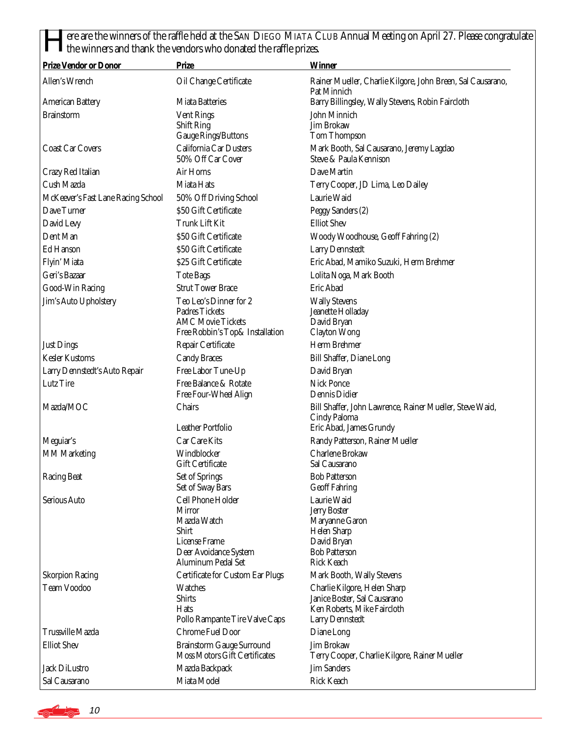Here are the winners of the raffle held at the SAN DIEGO MIATA CLUB Annual Meeting on April 27. Please congratulate the winners and thank the vendors who donated the raffle prizes.

| Prize Vendor or Donor | Prize | Winner |
|---|---|---|
| Allen's Wrench | Oil Change Certificate | Rainer Mueller, Charlie Kilgore, John Breen, Sal Causarano, Pat Minnich |
| American Battery | Miata Batteries | Barry Billingsley, Wally Stevens, Robin Faircloth |
| Brainstorm | Vent Rings | John Minnich |
| | Shift Ring | Jim Brokaw |
| | Gauge Rings/Buttons | Tom Thompson |
| Coast Car Covers | California Car Dusters | Mark Booth, Sal Causarano, Jeremy Lagdao |
| | 50% Off Car Cover | Steve & Paula Kennison |
| Crazy Red Italian | Air Horns | Dave Martin |
| Cush Mazda | Miata Hats | Terry Cooper, JD Lima, Leo Dailey |
| McKeever's Fast Lane Racing School | 50% Off Driving School | Laurie Waid |
| Dave Turner | $50 Gift Certificate | Peggy Sanders (2) |
| David Levy | Trunk Lift Kit | Elliot Shev |
| Dent Man | $50 Gift Certificate | Woody Woodhouse, Geoff Fahring (2) |
| Ed Hanson | $50 Gift Certificate | Larry Dennstedt |
| Flyin' Miata | $25 Gift Certificate | Eric Abad, Mamiko Suzuki, Herm Brehmer |
| Geri's Bazaar | Tote Bags | Lolita Noga, Mark Booth |
| Good-Win Racing | Strut Tower Brace | Eric Abad |
| Jim's Auto Upholstery | Teo Leo's Dinner for 2 | Wally Stevens |
| | Padres Tickets | Jeanette Holladay |
| | AMC Movie Tickets | David Bryan |
| | Free Robbin's Top& Installation | Clayton Wong |
| Just Dings | Repair Certificate | Herm Brehmer |
| Kesler Kustoms | Candy Braces | Bill Shaffer, Diane Long |
| Larry Dennstedt's Auto Repair | Free Labor Tune-Up | David Bryan |
| Lutz Tire | Free Balance & Rotate | Nick Ponce |
| | Free Four-Wheel Align | Dennis Didier |
| Mazda/MOC | Chairs | Bill Shaffer, John Lawrence, Rainer Mueller, Steve Waid, Cindy Paloma |
| | Leather Portfolio | Eric Abad, James Grundy |
| Meguiar's | Car Care Kits | Randy Patterson, Rainer Mueller |
| MM Marketing | Windblocker | Charlene Brokaw |
| | Gift Certificate | Sal Causarano |
| Racing Beat | Set of Springs | Bob Patterson |
| | Set of Sway Bars | Geoff Fahring |
| Serious Auto | Cell Phone Holder | Laurie Waid |
| | Mirror | Jerry Boster |
| | Mazda Watch | Maryanne Garon |
| | Shirt | Helen Sharp |
| | License Frame | David Bryan |
| | Deer Avoidance System | Bob Patterson |
| | Aluminum Pedal Set | Rick Keach |
| Skorpion Racing | Certificate for Custom Ear Plugs | Mark Booth, Wally Stevens |
| Team Voodoo | Watches | Charlie Kilgore, Helen Sharp |
| | Shirts | Janice Boster, Sal Causarano |
| | Hats | Ken Roberts, Mike Faircloth |
| | Pollo Rampante Tire Valve Caps | Larry Dennstedt |
| Trussville Mazda | Chrome Fuel Door | Diane Long |
| Elliot Shev | Brainstorm Gauge Surround | Jim Brokaw |
| | Moss Motors Gift Certificates | Terry Cooper, Charlie Kilgore, Rainer Mueller |
| Jack DiLustro | Mazda Backpack | Jim Sanders |
| Sal Causarano | Miata Model | Rick Keach |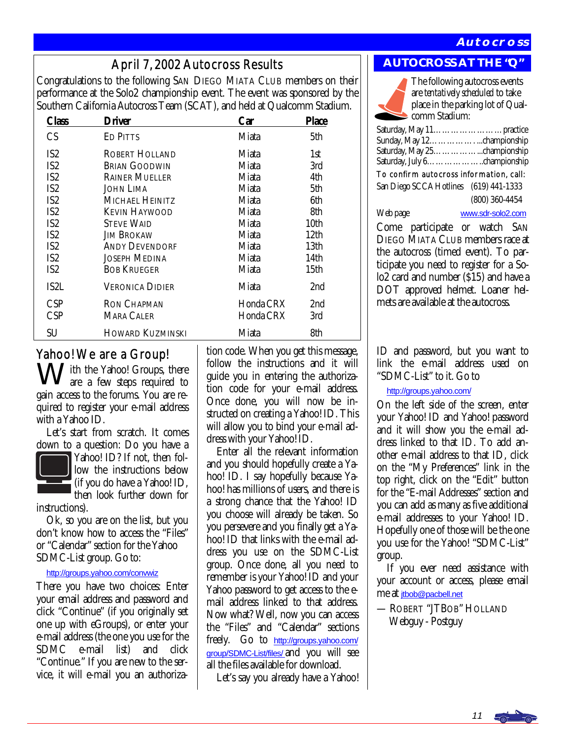## April 7, 2002 Autocross Results

Congratulations to the following SAN DIEGO MIATA CLUB members on their performance at the Solo2 championship event. The event was sponsored by the Southern California Autocross Team (SCAT), and held at Qualcomm Stadium.

| Class | Driver | Car | Place |
|---|---|---|---|
| CS | Ed Pitts | Miata | 5th |
| IS2 | Robert Holland | Miata | 1st |
| IS2 | Brian Goodwin | Miata | 3rd |
| IS2 | Rainer Mueller | Miata | 4th |
| IS2 | John Lima | Miata | 5th |
| IS2 | Michael Heinitz | Miata | 6th |
| IS2 | Kevin Haywood | Miata | 8th |
| IS2 | Steve Waid | Miata | 10th |
| IS2 | Jim Brokaw | Miata | 12th |
| IS2 | Andy Devendorf | Miata | 13th |
| IS2 | Joseph Medina | Miata | 14th |
| IS2 | Bob Krueger | Miata | 15th |
| IS2L | Veronica Didier | Miata | 2nd |
| CSP | Ron Chapman | Honda CRX | 2nd |
| CSP | Mara Caler | Honda CRX | 3rd |
| SU | Howard Kuzminski | Miata | 8th |

## AUTOCROSS AT THE "Q"

The following autocross events are *tentatively* scheduled to take place in the parking lot of Qualcomm Stadium:

Saturday, May 11……………………practice
Sunday, May 12……………...championship
Saturday, May 25……………...championship
Saturday, July 6………………..championship

To confirm autocross information, call:
San Diego SCCA Hotlines (619) 441-1333
(800) 360-4454

Web page www.sdr-solo2.com

Come participate or watch SAN DIEGO MIATA CLUB members race at the autocross (timed event). To participate you need to register for a Solo2 card and number ($15) and have a DOT approved helmet. Loaner helmets are available at the autocross.

## Yahoo! We are a Group!

With the Yahoo! Groups, there are a few steps required to gain access to the forums. You are required to register your e-mail address with a Yahoo! ID.

Let's start from scratch. It comes down to a question: Do you have a Yahoo! ID? If not, then follow the instructions below (if you do have a Yahoo! ID, then look further down for instructions).

Ok, so you are on the list, but you don't know how to access the "Files" or "Calendar" section for the Yahoo SDMC-List group. Go to:

http://groups.yahoo.com/convwiz

There you have two choices: Enter your email address and password and click "Continue" (if you originally set one up with eGroups), or enter your e-mail address (the one you use for the SDMC e-mail list) and click "Continue." If you are new to the service, it will e-mail you an authorization code. When you get this message, follow the instructions and it will guide you in entering the authorization code for your e-mail address. Once done, you will now be instructed on creating a Yahoo! ID. This will allow you to bind your e-mail address with your Yahoo! ID.

Enter all the relevant information and you should hopefully create a Yahoo! ID. I say hopefully because Yahoo! has millions of users, and there is a strong chance that the Yahoo! ID you choose will already be taken. So you persevere and you finally get a Yahoo! ID that links with the e-mail address you use on the SDMC-List group. Once done, all you need to remember is your Yahoo! ID and your Yahoo password to get access to the e-mail address linked to that address. Now what? Well, now you can access the "Files" and "Calendar" sections freely. Go to http://groups.yahoo.com/group/SDMC-List/files/ and you will see all the files available for download.

Let's say you already have a Yahoo! ID and password, but you want to link the e-mail address used on "SDMC-List" to it. Go to

http://groups.yahoo.com/

On the left side of the screen, enter your Yahoo! ID and Yahoo! password and it will show you the e-mail address linked to that ID. To add another e-mail address to that ID, click on the "My Preferences" link in the top right, click on the "Edit" button for the "E-mail Addresses" section and you can add as many as five additional e-mail addresses to your Yahoo! ID. Hopefully one of those will be the one you use for the Yahoo! "SDMC-List" group.

If you ever need assistance with your account or access, please email me at jtbob@pacbell.net

— ROBERT "JTBOB" HOLLAND
Webguy - Postguy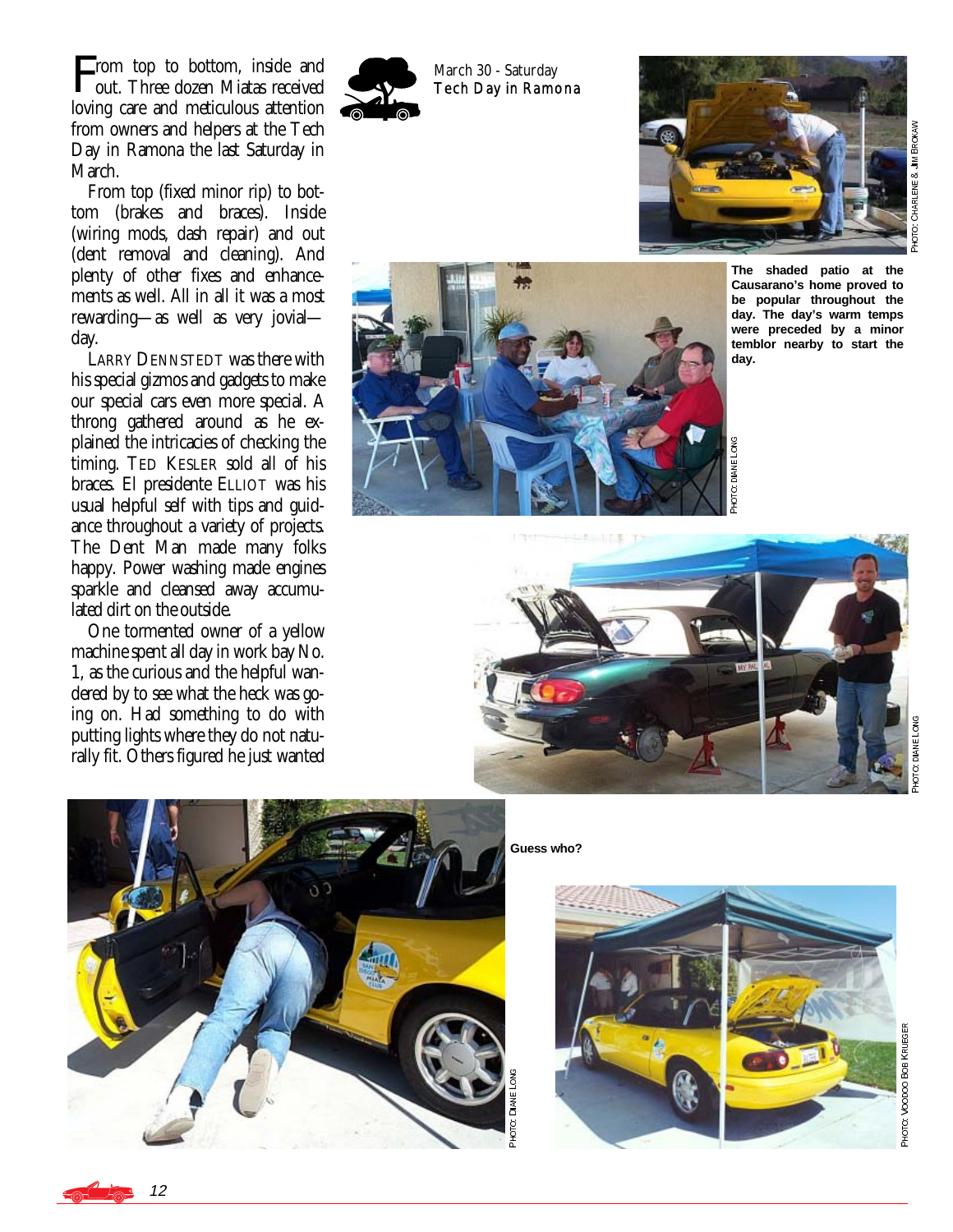March 30 - Saturday
**Tech Day in Ramona**

From top to bottom, inside and out. Three dozen Miatas received loving care and meticulous attention from owners and helpers at the Tech Day in Ramona the last Saturday in March.

From top (fixed minor rip) to bottom (brakes and braces). Inside (wiring mods, dash repair) and out (dent removal and cleaning). And plenty of other fixes and enhancements as well. All in all it was a most rewarding—as well as very jovial—day.

LARRY DENNSTEDT was there with his special gizmos and gadgets to make our special cars even more special. A throng gathered around as he explained the intricacies of checking the timing. TED KESLER sold all of his braces. El presidente ELLIOT was his usual helpful self with tips and guidance throughout a variety of projects. The Dent Man made many folks happy. Power washing made engines sparkle and cleansed away accumulated dirt on the outside.

One tormented owner of a yellow machine spent all day in work bay No. 1, as the curious and the helpful wandered by to see what the heck was going on. Had something to do with putting lights where they do not naturally fit. Others figured he just wanted

PHOTO: CHARLENE & JIM BROKAW

**The shaded patio at the Causarano's home proved to be popular throughout the day. The day's warm temps were preceded by a minor temblor nearby to start the day.**

PHOTO: DIANE LONG

PHOTO: DIANE LONG

**Guess who?**

PHOTO: DIANE LONG

PHOTO: VOODOO BOB KRUEGER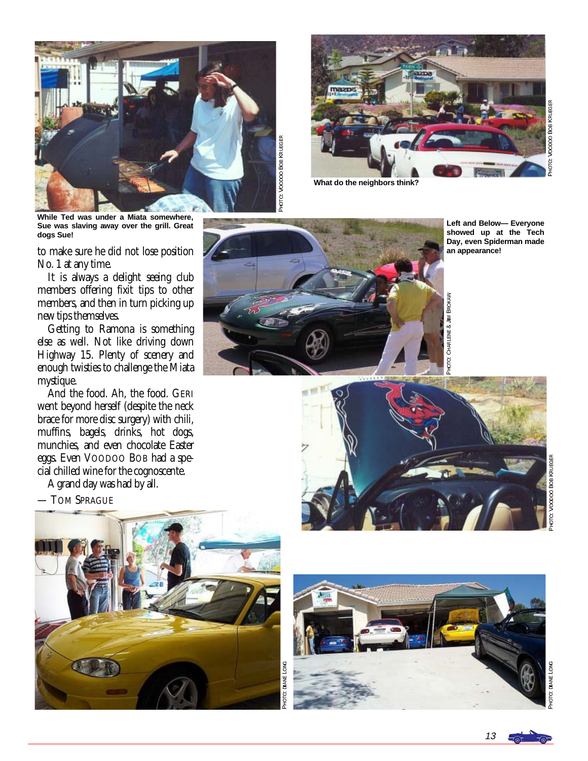While Ted was under a Miata somewhere, Sue was slaving away over the grill. Great dogs Sue!

PHOTO: VOODOO BOB KRUEGER

What do the neighbors think?

PHOTO: VOODOO BOB KRUEGER

to make sure he did not lose position No. 1 at any time.

It is always a delight seeing club members offering fixit tips to other members, and then in turn picking up new tips themselves.

Getting to Ramona is something else as well. Not like driving down Highway 15. Plenty of scenery and enough twisties to challenge the Miata mystique.

And the food. Ah, the food. GERI went beyond herself (despite the neck brace for more disc surgery) with chili, muffins, bagels, drinks, hot dogs, munchies, and even chocolate Easter eggs. Even VOODOO BOB had a special chilled wine for the cognoscente.

A grand day was had by all.

— TOM SPRAGUE

Left and Below— Everyone showed up at the Tech Day, even Spiderman made an appearance!

PHOTO: CHARLENE & JIM BROKAW

PHOTO: VOODOO BOB KRUEGER

PHOTO: DIANE LONG

PHOTO: DIANE LONG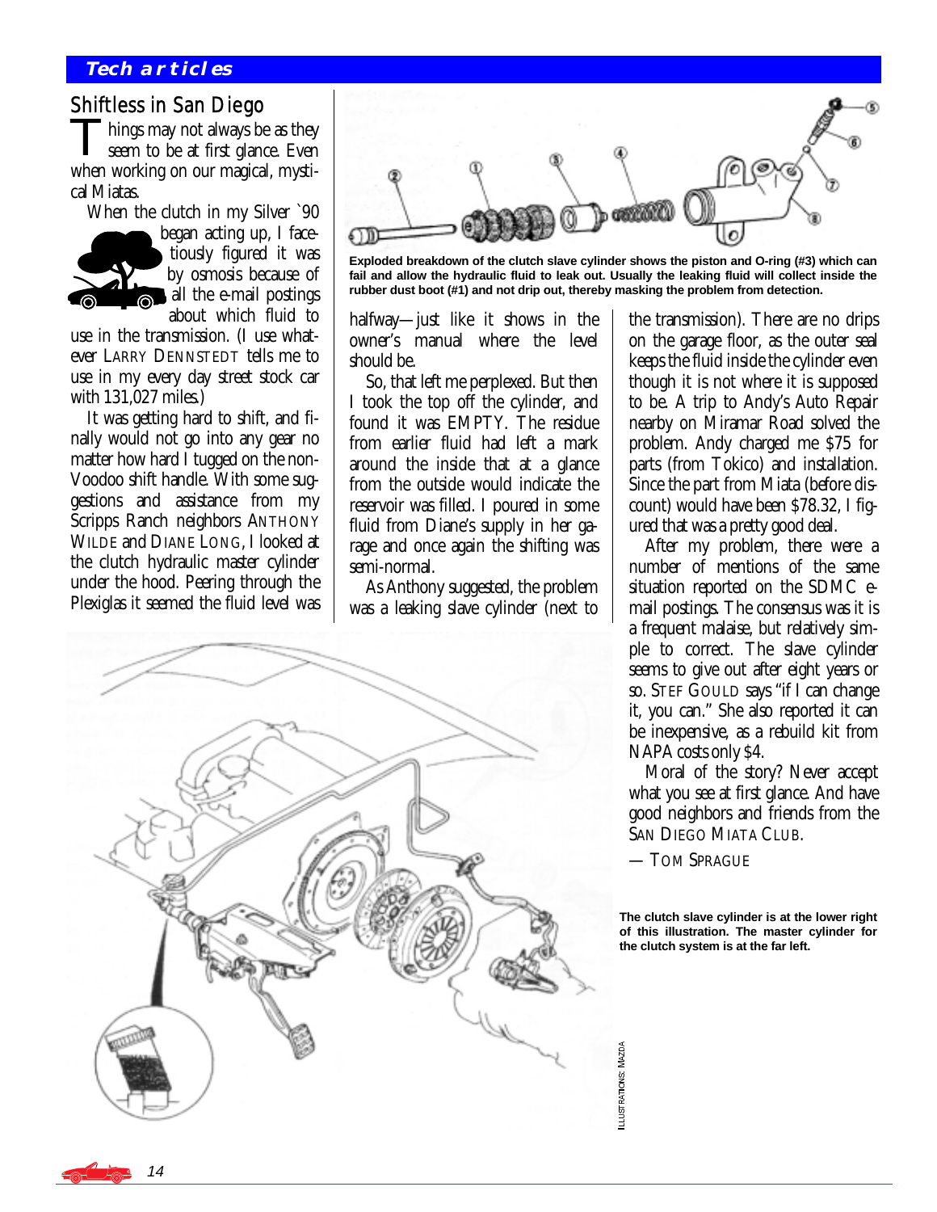## Tech articles

# Shiftless in San Diego

Things may not always be as they seem to be at first glance. Even when working on our magical, mystical Miatas.

When the clutch in my Silver `90 began acting up, I facetiously figured it was by osmosis because of all the e-mail postings about which fluid to use in the transmission. (I use whatever LARRY DENNSTEDT tells me to use in my every day street stock car with 131,027 miles.)

It was getting hard to shift, and finally would not go into any gear no matter how hard I tugged on the non-Voodoo shift handle. With some suggestions and assistance from my Scripps Ranch neighbors ANTHONY WILDE and DIANE LONG, I looked at the clutch hydraulic master cylinder under the hood. Peering through the Plexiglas it seemed the fluid level was halfway—just like it shows in the owner's manual where the level should be.

So, that left me perplexed. But then I took the top off the cylinder, and found it was EMPTY. The residue from earlier fluid had left a mark around the inside that at a glance from the outside would indicate the reservoir was filled. I poured in some fluid from Diane's supply in her garage and once again the shifting was semi-normal.

As Anthony suggested, the problem was a leaking slave cylinder (next to the transmission). There are no drips on the garage floor, as the outer seal keeps the fluid inside the cylinder even though it is not where it is supposed to be. A trip to Andy's Auto Repair nearby on Miramar Road solved the problem. Andy charged me $75 for parts (from Tokico) and installation. Since the part from Miata (before discount) would have been $78.32, I figured that was a pretty good deal.

After my problem, there were a number of mentions of the same situation reported on the SDMC e-mail postings. The consensus was it is a frequent malaise, but relatively simple to correct. The slave cylinder seems to give out after eight years or so. STEF GOULD says "if I can change it, you can." She also reported it can be inexpensive, as a rebuild kit from NAPA costs only $4.

Moral of the story? Never accept what you see at first glance. And have good neighbors and friends from the SAN DIEGO MIATA CLUB.

— TOM SPRAGUE

**Exploded breakdown of the clutch slave cylinder shows the piston and O-ring (#3) which can fail and allow the hydraulic fluid to leak out. Usually the leaking fluid will collect inside the rubber dust boot (#1) and not drip out, thereby masking the problem from detection.**

**The clutch slave cylinder is at the lower right of this illustration. The master cylinder for the clutch system is at the far left.**

ILLUSTRATIONS: MAZDA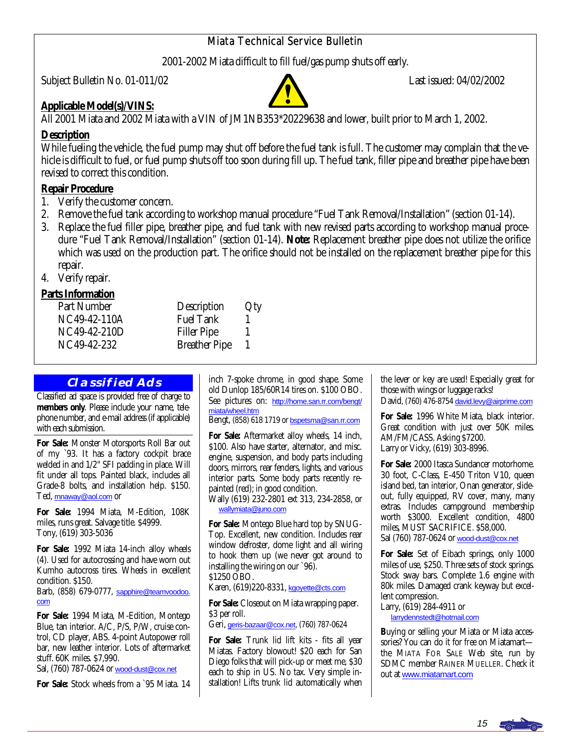## Miata Technical Service Bulletin

2001-2002 Miata difficult to fill fuel/gas pump shuts off early.

Subject Bulletin No. 01-011/02

Last issued: 04/02/2002

**Applicable Model(s)/VINS:**

All 2001 Miata and 2002 Miata with a VIN of JM1NB353*20229638 and lower, built prior to March 1, 2002.

**Description**

While fueling the vehicle, the fuel pump may shut off before the fuel tank is full. The customer may complain that the vehicle is difficult to fuel, or fuel pump shuts off too soon during fill up. The fuel tank, filler pipe and breather pipe have been revised to correct this condition.

**Repair Procedure**

1. Verify the customer concern.
2. Remove the fuel tank according to workshop manual procedure "Fuel Tank Removal/Installation" (section 01-14).
3. Replace the fuel filler pipe, breather pipe, and fuel tank with new revised parts according to workshop manual procedure "Fuel Tank Removal/Installation" (section 01-14). **Note:** Replacement breather pipe does not utilize the orifice which was used on the production part. The orifice should not be installed on the replacement breather pipe for this repair.
4. Verify repair.

**Parts Information**

| Part Number | Description | Qty |
|---|---|---|
| NC49-42-110A | Fuel Tank | 1 |
| NC49-42-210D | Filler Pipe | 1 |
| NC49-42-232 | Breather Pipe | 1 |

## Classified Ads

Classified ad space is provided free of charge to **members only**. Please include your name, telephone number, and e-mail address (if applicable) with each submission.

**For Sale:** Monster Motorsports Roll Bar out of my `93. It has a factory cockpit brace welded in and 1/2" SFI padding in place. Will fit under all tops. Painted black, includes all Grade-8 bolts, and installation help. $150.
Ted, rnnaway@aol.com or

**For Sale:** 1994 Miata, M-Edition, 108K miles, runs great. Salvage title. $4999.
Tony, (619) 303-5036

**For Sale:** 1992 Miata 14-inch alloy wheels (4). Used for autocrossing and have worn out Kumho autocross tires. Wheels in excellent condition. $150.
Barb, (858) 679-0777, sapphire@teamvoodoo.com

**For Sale:** 1994 Miata, M-Edition, Montego Blue, tan interior. A/C, P/S, P/W, cruise control, CD player, ABS. 4-point Autopower roll bar, new leather interior. Lots of aftermarket stuff. 60K miles. $7,990.
Sal, (760) 787-0624 or wood-dust@cox.net

**For Sale:** Stock wheels from a `95 Miata. 14 inch 7-spoke chrome, in good shape. Some old Dunlop 185/60R14 tires on. $100 OBO. See pictures on: http://home.san.rr.com/bengt/miata/wheel.htm
Bengt, (858) 618 1719 or bspetsma@san.rr.com

**For Sale:** Aftermarket alloy wheels, 14 inch, $100. Also have starter, alternator, and misc. engine, suspension, and body parts including doors, mirrors, rear fenders, lights, and various interior parts. Some body parts recently re-painted (red); in good condition.
Wally (619) 232-2801 ext 313, 234-2858, or wallymiata@juno.com

**For Sale:** Montego Blue hard top by SNUG-Top. Excellent, new condition. Includes rear window defroster, dome light and all wiring to hook them up (we never got around to installing the wiring on our `96).
$1250 OBO.
Karen, (619)220-8331, kgoyette@cts.com

**For Sale:** Closeout on Miata wrapping paper. $3 per roll.
Geri, geris-bazaar@cox.net, (760) 787-0624

**For Sale:** Trunk lid lift kits - fits all year Miatas. Factory blowout! $20 each for San Diego folks that will pick-up or meet me, $30 each to ship in US. No tax. Very simple installation! Lifts trunk lid automatically when the lever or key are used! Especially great for those with wings or luggage racks!
David, (760) 476-8754 david.levy@airprime.com

**For Sale:** 1996 White Miata, black interior. Great condition with just over 50K miles. AM/FM/CASS. Asking $7200.
Larry or Vicky, (619) 303-8996.

**For Sale:** 2000 Itasca Sundancer motorhome. 30 foot, C-Class, E-450 Triton V10, queen island bed, tan interior, Onan generator, slide-out, fully equipped, RV cover, many, many extras. Includes campground membership worth $3000. Excellent condition, 4800 miles, MUST SACRIFICE. $58,000.
Sal (760) 787-0624 or wood-dust@cox.net

**For Sale:** Set of Eibach springs, only 1000 miles of use, $250. Three sets of stock springs. Stock sway bars. Complete 1.6 engine with 80k miles. Damaged crank keyway but excellent compression.
Larry, (619) 284-4911 or larrydennstedt@hotmail.com

**B**uying or selling your Miata or Miata accessories? You can do it for free on Miatamart—the MIATA FOR SALE Web site, run by SDMC member RAINER MUELLER. Check it out at www.miatamart.com